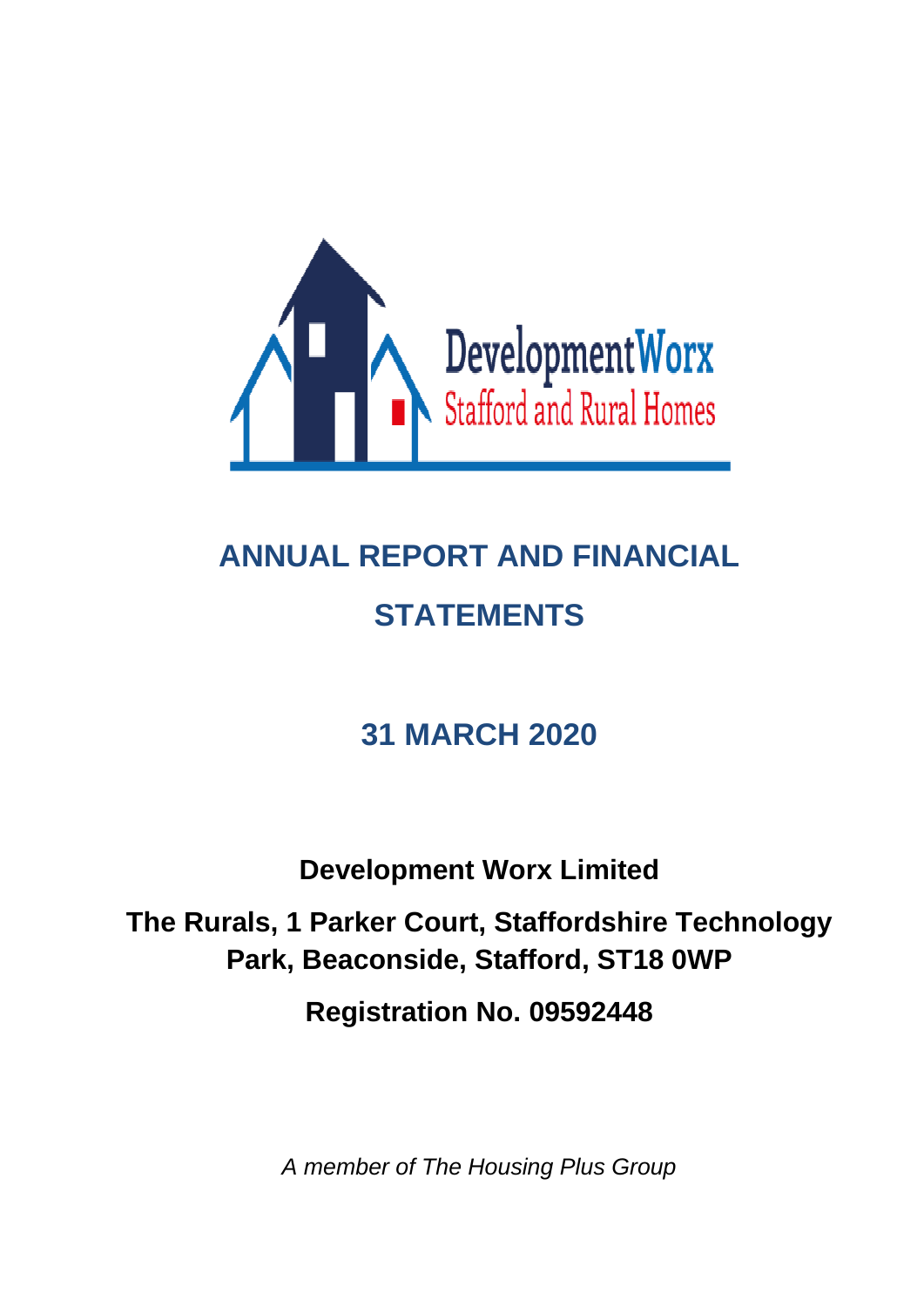DevelopmentWorx
Stafford and Rural Homes

# ANNUAL REPORT AND FINANCIAL STATEMENTS

## 31 MARCH 2020

**Development Worx Limited**

**The Rurals, 1 Parker Court, Staffordshire Technology Park, Beaconside, Stafford, ST18 0WP**

**Registration No. 09592448**

*A member of The Housing Plus Group*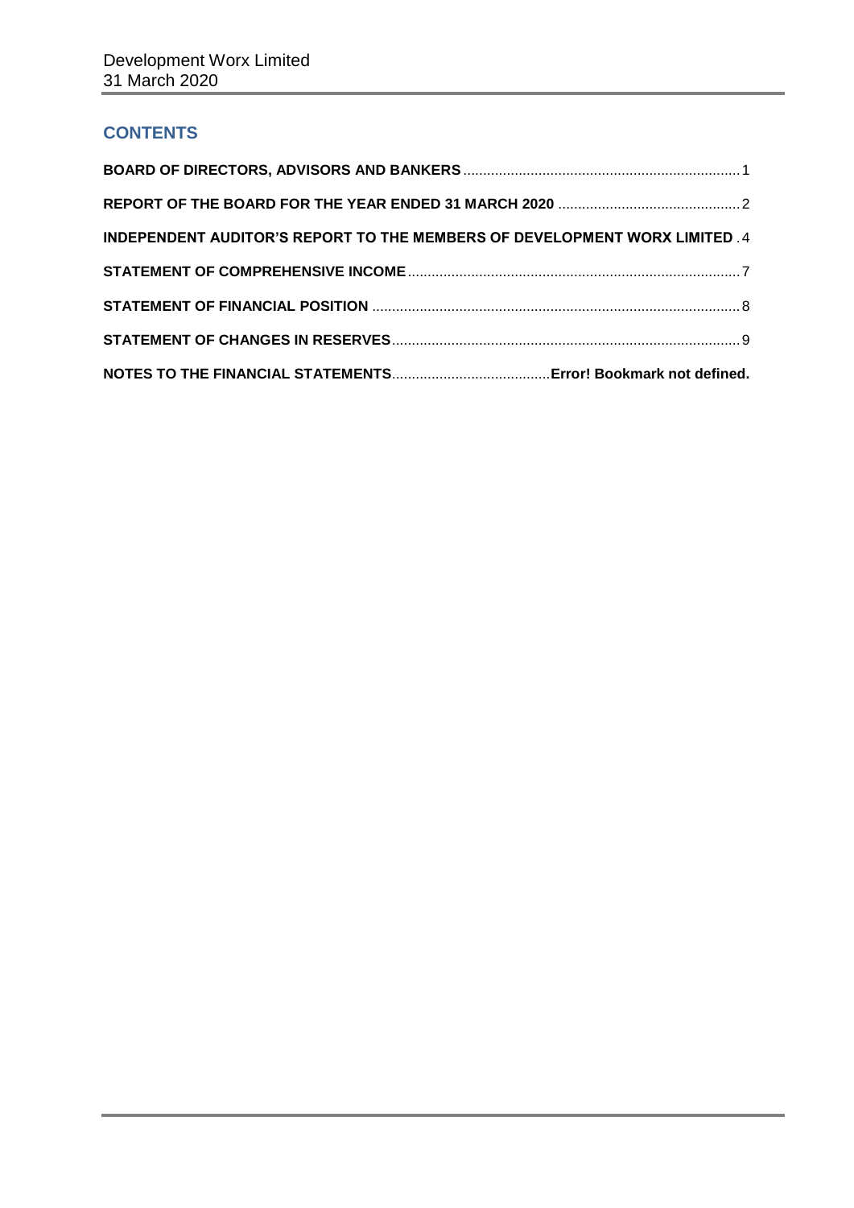## CONTENTS

**BOARD OF DIRECTORS, ADVISORS AND BANKERS** .......... 1

**REPORT OF THE BOARD FOR THE YEAR ENDED 31 MARCH 2020** .......... 2

**INDEPENDENT AUDITOR'S REPORT TO THE MEMBERS OF DEVELOPMENT WORX LIMITED** . 4

**STATEMENT OF COMPREHENSIVE INCOME** .......... 7

**STATEMENT OF FINANCIAL POSITION** .......... 8

**STATEMENT OF CHANGES IN RESERVES** .......... 9

**NOTES TO THE FINANCIAL STATEMENTS** .......... **Error! Bookmark not defined.**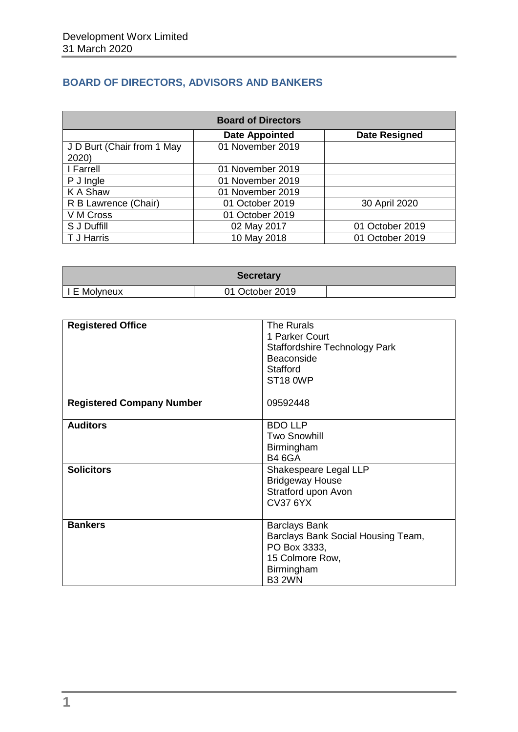## BOARD OF DIRECTORS, ADVISORS AND BANKERS

| Board of Directors | | |
|---|---|---|
| | **Date Appointed** | **Date Resigned** |
| J D Burt (Chair from 1 May 2020) | 01 November 2019 | |
| I Farrell | 01 November 2019 | |
| P J Ingle | 01 November 2019 | |
| K A Shaw | 01 November 2019 | |
| R B Lawrence (Chair) | 01 October 2019 | 30 April 2020 |
| V M Cross | 01 October 2019 | |
| S J Duffill | 02 May 2017 | 01 October 2019 |
| T J Harris | 10 May 2018 | 01 October 2019 |

| Secretary | | |
|---|---|---|
| I E Molyneux | 01 October 2019 | |

| | |
|---|---|
| **Registered Office** | The Rurals<br>1 Parker Court<br>Staffordshire Technology Park<br>Beaconside<br>Stafford<br>ST18 0WP |
| **Registered Company Number** | 09592448 |
| **Auditors** | BDO LLP<br>Two Snowhill<br>Birmingham<br>B4 6GA |
| **Solicitors** | Shakespeare Legal LLP<br>Bridgeway House<br>Stratford upon Avon<br>CV37 6YX |
| **Bankers** | Barclays Bank<br>Barclays Bank Social Housing Team,<br>PO Box 3333,<br>15 Colmore Row,<br>Birmingham<br>B3 2WN |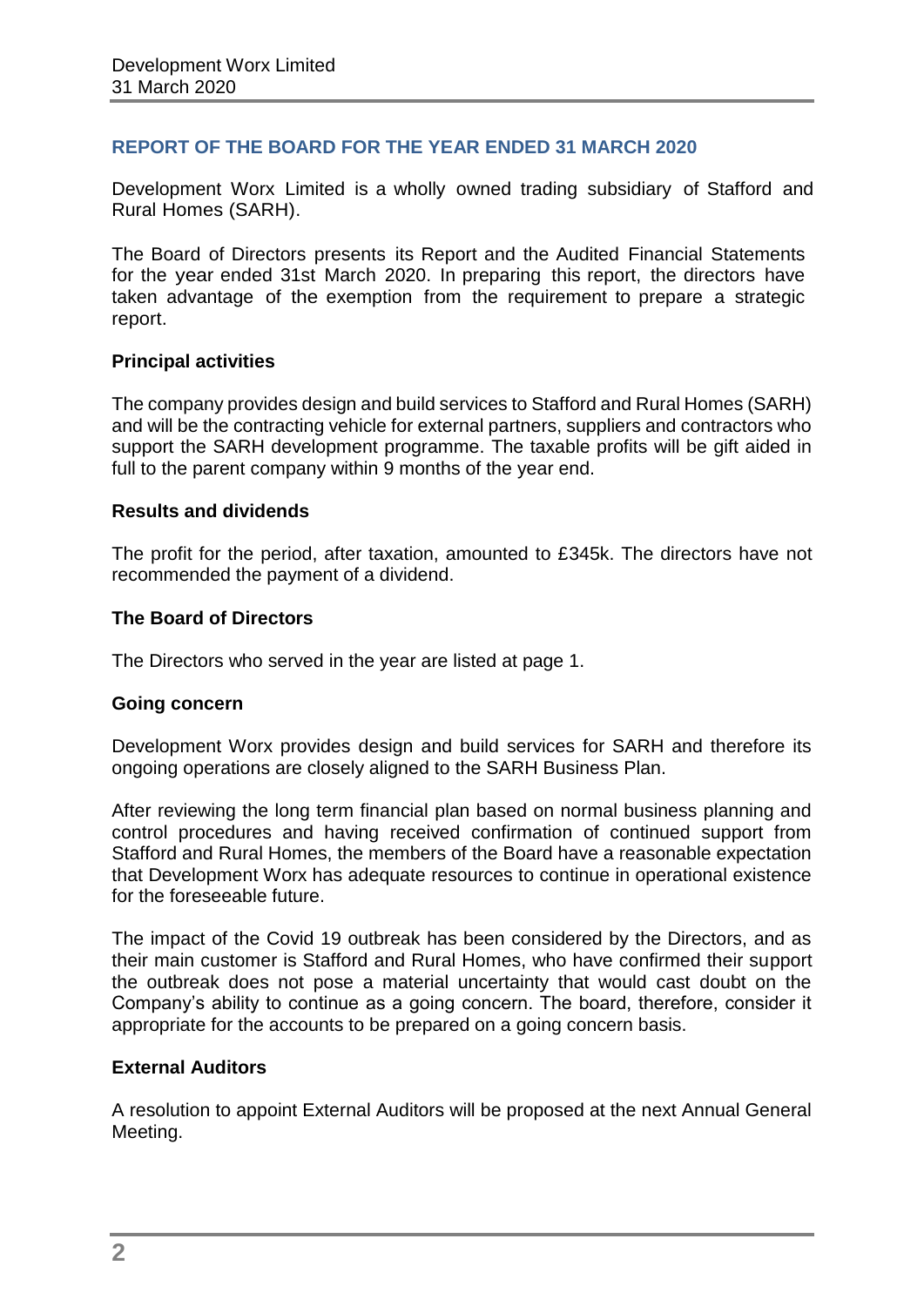## REPORT OF THE BOARD FOR THE YEAR ENDED 31 MARCH 2020

Development Worx Limited is a wholly owned trading subsidiary of Stafford and Rural Homes (SARH).

The Board of Directors presents its Report and the Audited Financial Statements for the year ended 31st March 2020. In preparing this report, the directors have taken advantage of the exemption from the requirement to prepare a strategic report.

**Principal activities**

The company provides design and build services to Stafford and Rural Homes (SARH) and will be the contracting vehicle for external partners, suppliers and contractors who support the SARH development programme. The taxable profits will be gift aided in full to the parent company within 9 months of the year end.

**Results and dividends**

The profit for the period, after taxation, amounted to £345k. The directors have not recommended the payment of a dividend.

**The Board of Directors**

The Directors who served in the year are listed at page 1.

**Going concern**

Development Worx provides design and build services for SARH and therefore its ongoing operations are closely aligned to the SARH Business Plan.

After reviewing the long term financial plan based on normal business planning and control procedures and having received confirmation of continued support from Stafford and Rural Homes, the members of the Board have a reasonable expectation that Development Worx has adequate resources to continue in operational existence for the foreseeable future.

The impact of the Covid 19 outbreak has been considered by the Directors, and as their main customer is Stafford and Rural Homes, who have confirmed their support the outbreak does not pose a material uncertainty that would cast doubt on the Company's ability to continue as a going concern. The board, therefore, consider it appropriate for the accounts to be prepared on a going concern basis.

**External Auditors**

A resolution to appoint External Auditors will be proposed at the next Annual General Meeting.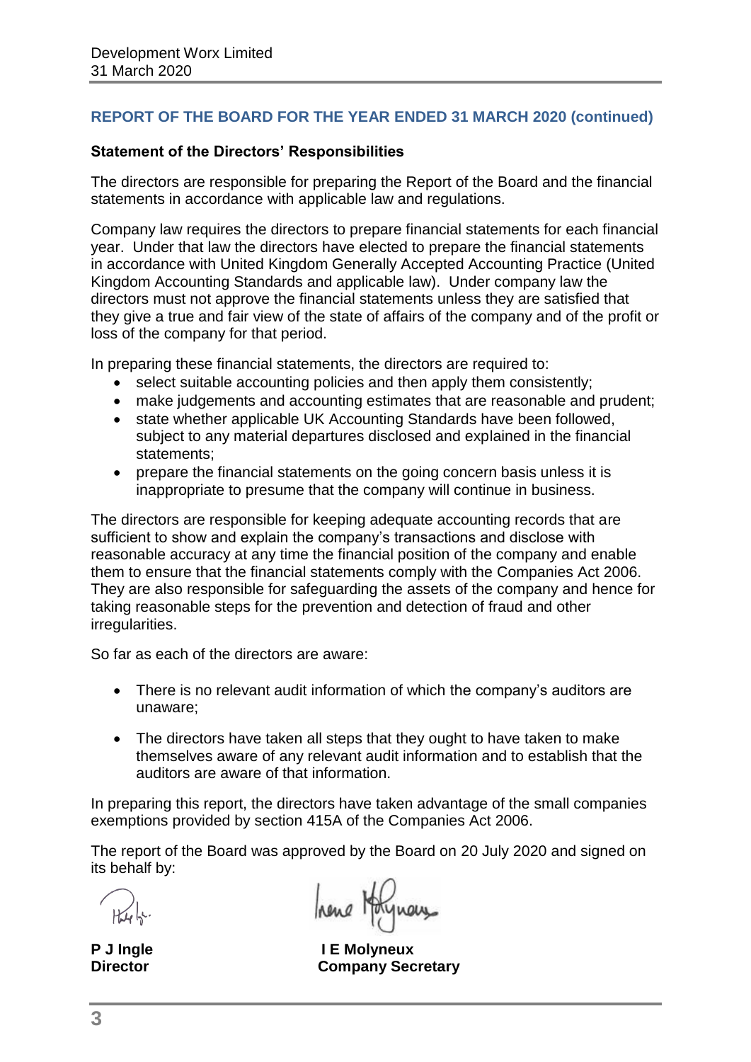## REPORT OF THE BOARD FOR THE YEAR ENDED 31 MARCH 2020 (continued)

### Statement of the Directors' Responsibilities

The directors are responsible for preparing the Report of the Board and the financial statements in accordance with applicable law and regulations.

Company law requires the directors to prepare financial statements for each financial year. Under that law the directors have elected to prepare the financial statements in accordance with United Kingdom Generally Accepted Accounting Practice (United Kingdom Accounting Standards and applicable law). Under company law the directors must not approve the financial statements unless they are satisfied that they give a true and fair view of the state of affairs of the company and of the profit or loss of the company for that period.

In preparing these financial statements, the directors are required to:

- select suitable accounting policies and then apply them consistently;
- make judgements and accounting estimates that are reasonable and prudent;
- state whether applicable UK Accounting Standards have been followed, subject to any material departures disclosed and explained in the financial statements;
- prepare the financial statements on the going concern basis unless it is inappropriate to presume that the company will continue in business.

The directors are responsible for keeping adequate accounting records that are sufficient to show and explain the company's transactions and disclose with reasonable accuracy at any time the financial position of the company and enable them to ensure that the financial statements comply with the Companies Act 2006. They are also responsible for safeguarding the assets of the company and hence for taking reasonable steps for the prevention and detection of fraud and other irregularities.

So far as each of the directors are aware:

- There is no relevant audit information of which the company's auditors are unaware;
- The directors have taken all steps that they ought to have taken to make themselves aware of any relevant audit information and to establish that the auditors are aware of that information.

In preparing this report, the directors have taken advantage of the small companies exemptions provided by section 415A of the Companies Act 2006.

The report of the Board was approved by the Board on 20 July 2020 and signed on its behalf by:

**P J Ingle**
**Director**

**I E Molyneux**
**Company Secretary**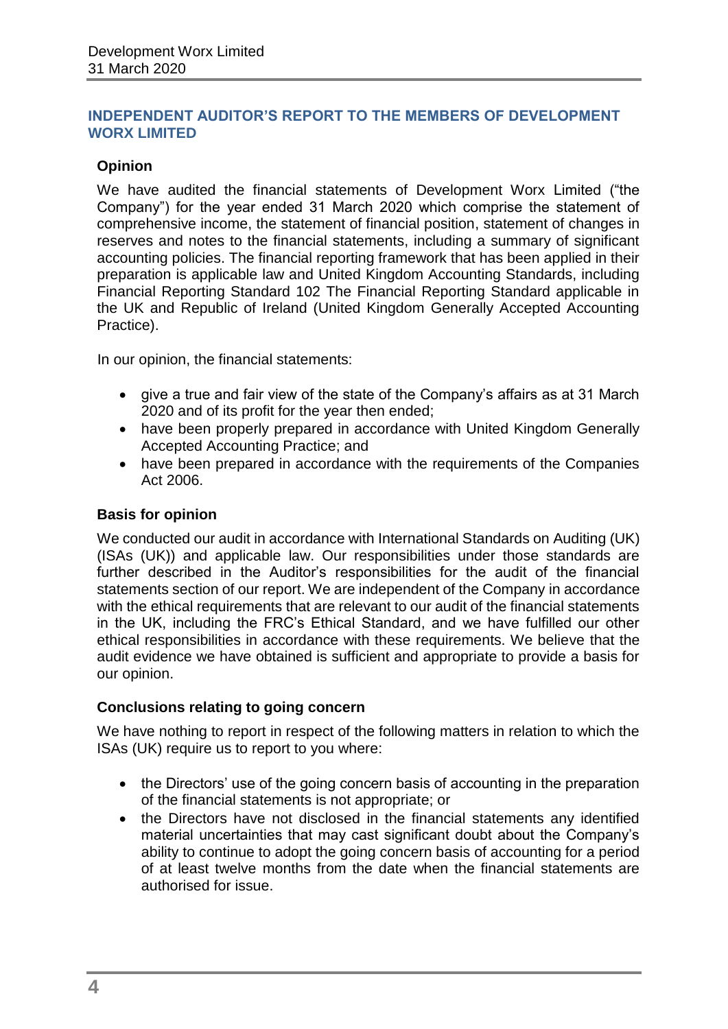## INDEPENDENT AUDITOR'S REPORT TO THE MEMBERS OF DEVELOPMENT WORX LIMITED

### Opinion

We have audited the financial statements of Development Worx Limited ("the Company") for the year ended 31 March 2020 which comprise the statement of comprehensive income, the statement of financial position, statement of changes in reserves and notes to the financial statements, including a summary of significant accounting policies. The financial reporting framework that has been applied in their preparation is applicable law and United Kingdom Accounting Standards, including Financial Reporting Standard 102 The Financial Reporting Standard applicable in the UK and Republic of Ireland (United Kingdom Generally Accepted Accounting Practice).

In our opinion, the financial statements:

- give a true and fair view of the state of the Company's affairs as at 31 March 2020 and of its profit for the year then ended;
- have been properly prepared in accordance with United Kingdom Generally Accepted Accounting Practice; and
- have been prepared in accordance with the requirements of the Companies Act 2006.

### Basis for opinion

We conducted our audit in accordance with International Standards on Auditing (UK) (ISAs (UK)) and applicable law. Our responsibilities under those standards are further described in the Auditor's responsibilities for the audit of the financial statements section of our report. We are independent of the Company in accordance with the ethical requirements that are relevant to our audit of the financial statements in the UK, including the FRC's Ethical Standard, and we have fulfilled our other ethical responsibilities in accordance with these requirements. We believe that the audit evidence we have obtained is sufficient and appropriate to provide a basis for our opinion.

### Conclusions relating to going concern

We have nothing to report in respect of the following matters in relation to which the ISAs (UK) require us to report to you where:

- the Directors' use of the going concern basis of accounting in the preparation of the financial statements is not appropriate; or
- the Directors have not disclosed in the financial statements any identified material uncertainties that may cast significant doubt about the Company's ability to continue to adopt the going concern basis of accounting for a period of at least twelve months from the date when the financial statements are authorised for issue.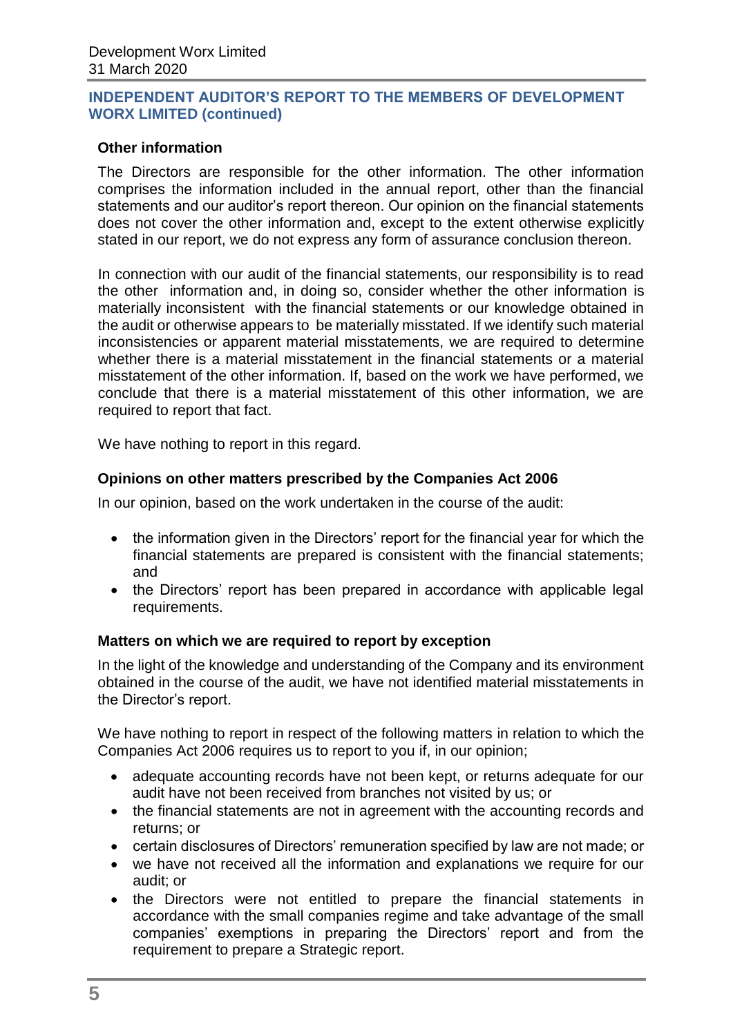## INDEPENDENT AUDITOR'S REPORT TO THE MEMBERS OF DEVELOPMENT WORX LIMITED (continued)

### Other information

The Directors are responsible for the other information. The other information comprises the information included in the annual report, other than the financial statements and our auditor's report thereon. Our opinion on the financial statements does not cover the other information and, except to the extent otherwise explicitly stated in our report, we do not express any form of assurance conclusion thereon.

In connection with our audit of the financial statements, our responsibility is to read the other information and, in doing so, consider whether the other information is materially inconsistent with the financial statements or our knowledge obtained in the audit or otherwise appears to be materially misstated. If we identify such material inconsistencies or apparent material misstatements, we are required to determine whether there is a material misstatement in the financial statements or a material misstatement of the other information. If, based on the work we have performed, we conclude that there is a material misstatement of this other information, we are required to report that fact.

We have nothing to report in this regard.

### Opinions on other matters prescribed by the Companies Act 2006

In our opinion, based on the work undertaken in the course of the audit:

- the information given in the Directors' report for the financial year for which the financial statements are prepared is consistent with the financial statements; and
- the Directors' report has been prepared in accordance with applicable legal requirements.

### Matters on which we are required to report by exception

In the light of the knowledge and understanding of the Company and its environment obtained in the course of the audit, we have not identified material misstatements in the Director's report.

We have nothing to report in respect of the following matters in relation to which the Companies Act 2006 requires us to report to you if, in our opinion;

- adequate accounting records have not been kept, or returns adequate for our audit have not been received from branches not visited by us; or
- the financial statements are not in agreement with the accounting records and returns; or
- certain disclosures of Directors' remuneration specified by law are not made; or
- we have not received all the information and explanations we require for our audit; or
- the Directors were not entitled to prepare the financial statements in accordance with the small companies regime and take advantage of the small companies' exemptions in preparing the Directors' report and from the requirement to prepare a Strategic report.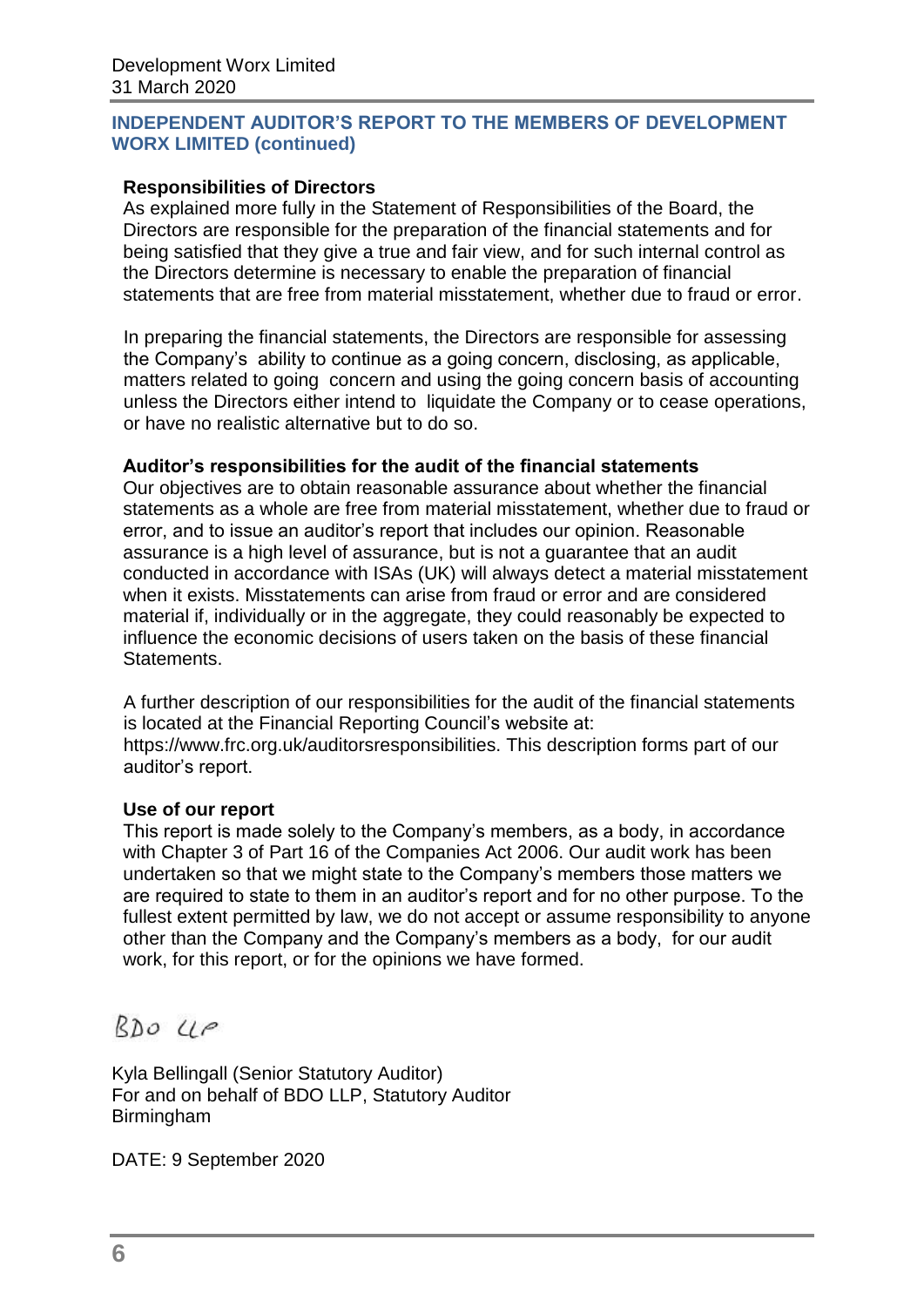## INDEPENDENT AUDITOR'S REPORT TO THE MEMBERS OF DEVELOPMENT WORX LIMITED (continued)

**Responsibilities of Directors**

As explained more fully in the Statement of Responsibilities of the Board, the Directors are responsible for the preparation of the financial statements and for being satisfied that they give a true and fair view, and for such internal control as the Directors determine is necessary to enable the preparation of financial statements that are free from material misstatement, whether due to fraud or error.

In preparing the financial statements, the Directors are responsible for assessing the Company's ability to continue as a going concern, disclosing, as applicable, matters related to going concern and using the going concern basis of accounting unless the Directors either intend to liquidate the Company or to cease operations, or have no realistic alternative but to do so.

**Auditor's responsibilities for the audit of the financial statements**

Our objectives are to obtain reasonable assurance about whether the financial statements as a whole are free from material misstatement, whether due to fraud or error, and to issue an auditor's report that includes our opinion. Reasonable assurance is a high level of assurance, but is not a guarantee that an audit conducted in accordance with ISAs (UK) will always detect a material misstatement when it exists. Misstatements can arise from fraud or error and are considered material if, individually or in the aggregate, they could reasonably be expected to influence the economic decisions of users taken on the basis of these financial Statements.

A further description of our responsibilities for the audit of the financial statements is located at the Financial Reporting Council's website at: https://www.frc.org.uk/auditorsresponsibilities. This description forms part of our auditor's report.

**Use of our report**

This report is made solely to the Company's members, as a body, in accordance with Chapter 3 of Part 16 of the Companies Act 2006. Our audit work has been undertaken so that we might state to the Company's members those matters we are required to state to them in an auditor's report and for no other purpose. To the fullest extent permitted by law, we do not accept or assume responsibility to anyone other than the Company and the Company's members as a body, for our audit work, for this report, or for the opinions we have formed.

BDO LLP

Kyla Bellingall (Senior Statutory Auditor)
For and on behalf of BDO LLP, Statutory Auditor
Birmingham

DATE: 9 September 2020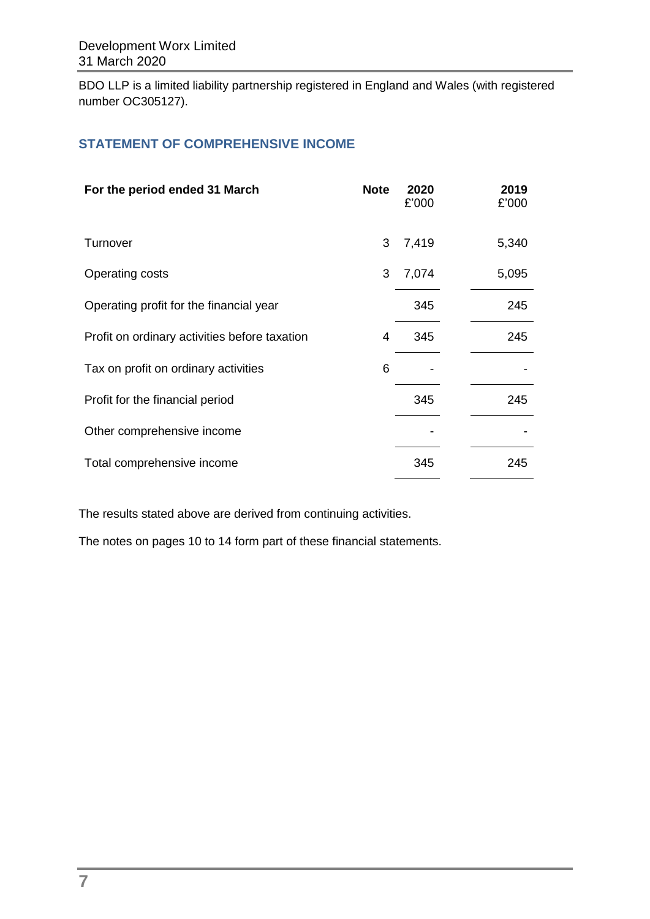BDO LLP is a limited liability partnership registered in England and Wales (with registered number OC305127).

## STATEMENT OF COMPREHENSIVE INCOME

| For the period ended 31 March | Note | 2020 £'000 | 2019 £'000 |
|---|---|---|---|
| Turnover | 3 | 7,419 | 5,340 |
| Operating costs | 3 | 7,074 | 5,095 |
| Operating profit for the financial year | | 345 | 245 |
| Profit on ordinary activities before taxation | 4 | 345 | 245 |
| Tax on profit on ordinary activities | 6 | - | - |
| Profit for the financial period | | 345 | 245 |
| Other comprehensive income | | - | - |
| Total comprehensive income | | 345 | 245 |

The results stated above are derived from continuing activities.

The notes on pages 10 to 14 form part of these financial statements.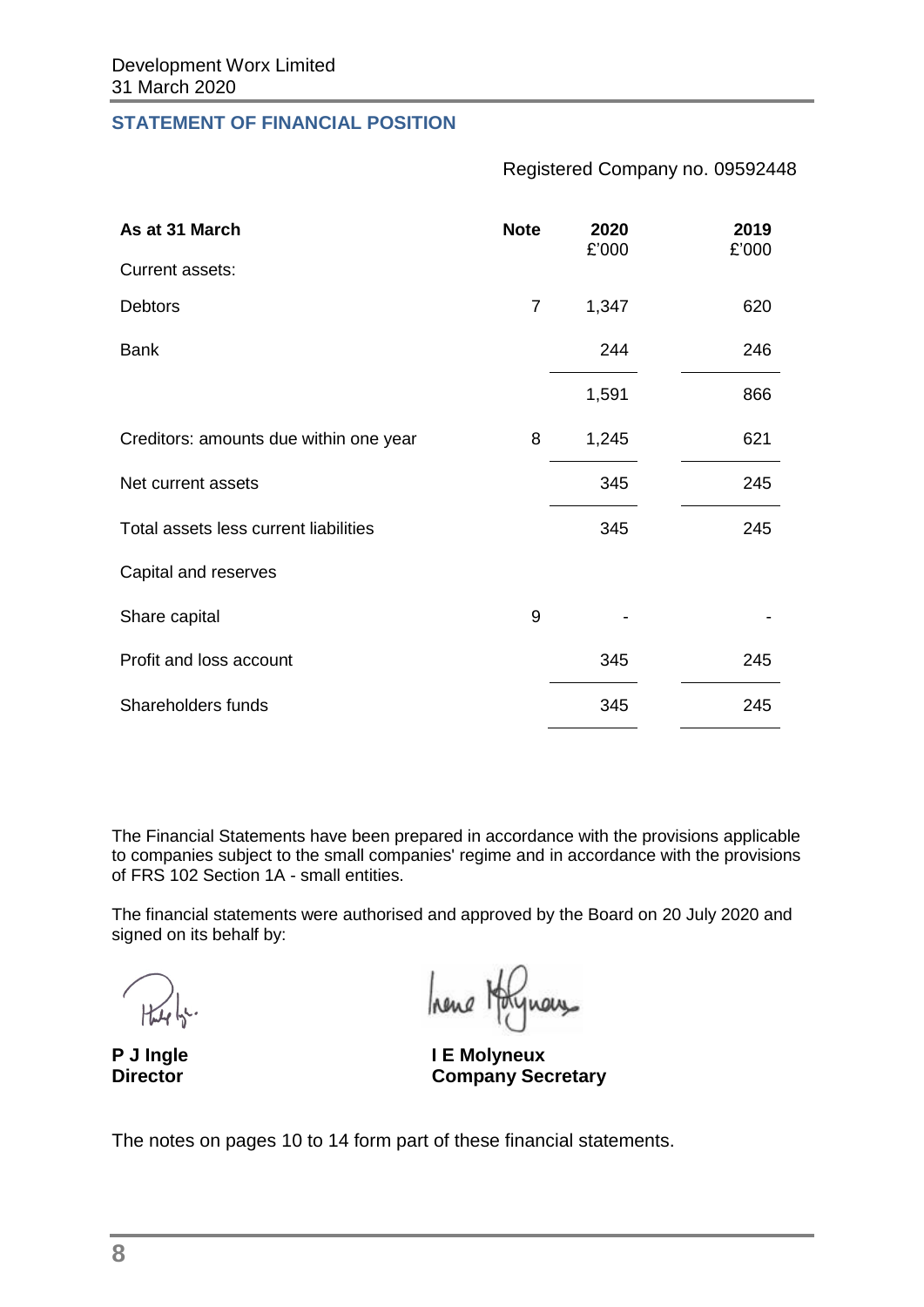Development Worx Limited
31 March 2020

## STATEMENT OF FINANCIAL POSITION

Registered Company no. 09592448

| As at 31 March | Note | 2020 £'000 | 2019 £'000 |
|---|---|---|---|
| Current assets: | | | |
| Debtors | 7 | 1,347 | 620 |
| Bank | | 244 | 246 |
| | | 1,591 | 866 |
| Creditors: amounts due within one year | 8 | 1,245 | 621 |
| Net current assets | | 345 | 245 |
| Total assets less current liabilities | | 345 | 245 |
| Capital and reserves | | | |
| Share capital | 9 | - | - |
| Profit and loss account | | 345 | 245 |
| Shareholders funds | | 345 | 245 |

The Financial Statements have been prepared in accordance with the provisions applicable to companies subject to the small companies' regime and in accordance with the provisions of FRS 102 Section 1A - small entities.

The financial statements were authorised and approved by the Board on 20 July 2020 and signed on its behalf by:

**P J Ingle**
**Director**

**I E Molyneux**
**Company Secretary**

The notes on pages 10 to 14 form part of these financial statements.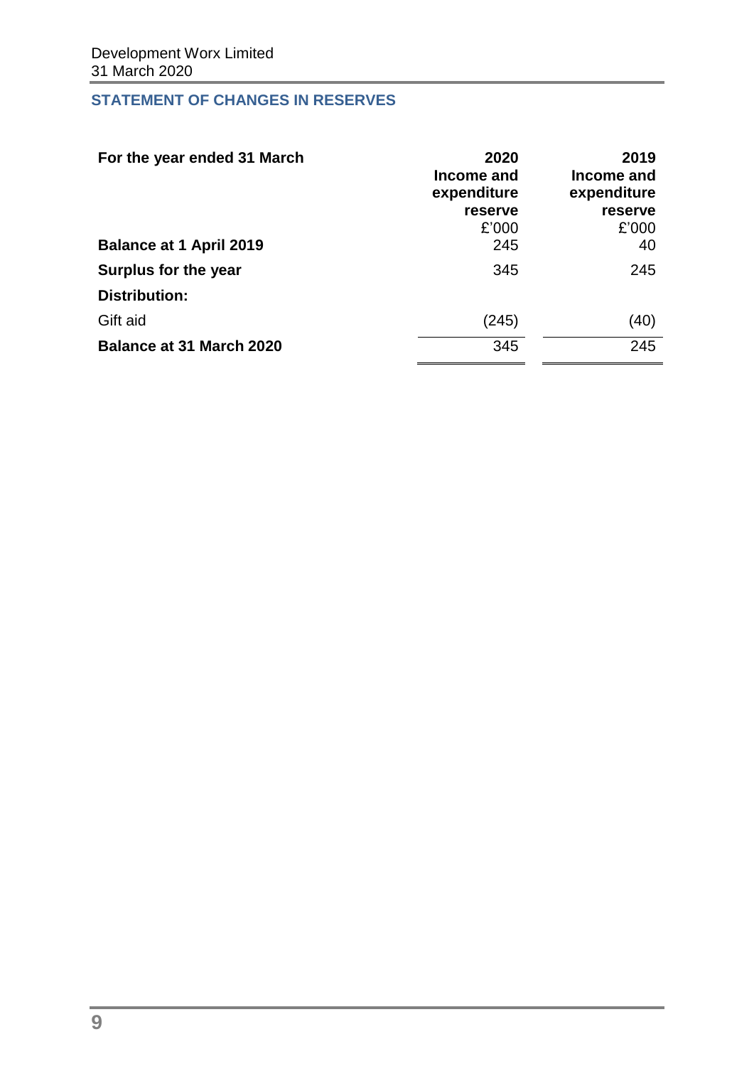Development Worx Limited
31 March 2020

## STATEMENT OF CHANGES IN RESERVES

| For the year ended 31 March | 2020<br>Income and expenditure reserve<br>£'000 | 2019<br>Income and expenditure reserve<br>£'000 |
|---|---|---|
| **Balance at 1 April 2019** | 245 | 40 |
| **Surplus for the year** | 345 | 245 |
| **Distribution:** | | |
| Gift aid | (245) | (40) |
| **Balance at 31 March 2020** | 345 | 245 |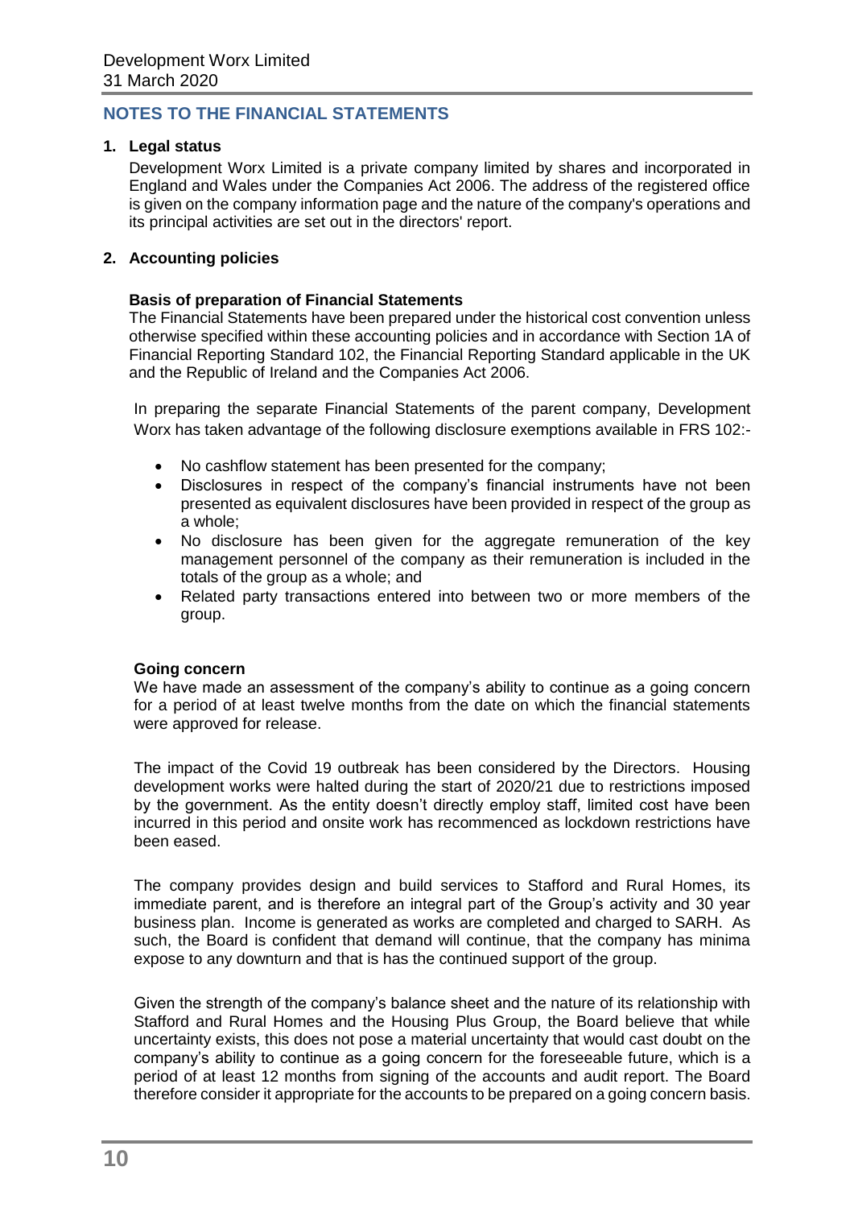## NOTES TO THE FINANCIAL STATEMENTS

### 1. Legal status

Development Worx Limited is a private company limited by shares and incorporated in England and Wales under the Companies Act 2006. The address of the registered office is given on the company information page and the nature of the company's operations and its principal activities are set out in the directors' report.

### 2. Accounting policies

**Basis of preparation of Financial Statements**

The Financial Statements have been prepared under the historical cost convention unless otherwise specified within these accounting policies and in accordance with Section 1A of Financial Reporting Standard 102, the Financial Reporting Standard applicable in the UK and the Republic of Ireland and the Companies Act 2006.

In preparing the separate Financial Statements of the parent company, Development Worx has taken advantage of the following disclosure exemptions available in FRS 102:-

- No cashflow statement has been presented for the company;
- Disclosures in respect of the company's financial instruments have not been presented as equivalent disclosures have been provided in respect of the group as a whole;
- No disclosure has been given for the aggregate remuneration of the key management personnel of the company as their remuneration is included in the totals of the group as a whole; and
- Related party transactions entered into between two or more members of the group.

**Going concern**

We have made an assessment of the company's ability to continue as a going concern for a period of at least twelve months from the date on which the financial statements were approved for release.

The impact of the Covid 19 outbreak has been considered by the Directors. Housing development works were halted during the start of 2020/21 due to restrictions imposed by the government. As the entity doesn't directly employ staff, limited cost have been incurred in this period and onsite work has recommenced as lockdown restrictions have been eased.

The company provides design and build services to Stafford and Rural Homes, its immediate parent, and is therefore an integral part of the Group's activity and 30 year business plan. Income is generated as works are completed and charged to SARH. As such, the Board is confident that demand will continue, that the company has minima expose to any downturn and that is has the continued support of the group.

Given the strength of the company's balance sheet and the nature of its relationship with Stafford and Rural Homes and the Housing Plus Group, the Board believe that while uncertainty exists, this does not pose a material uncertainty that would cast doubt on the company's ability to continue as a going concern for the foreseeable future, which is a period of at least 12 months from signing of the accounts and audit report. The Board therefore consider it appropriate for the accounts to be prepared on a going concern basis.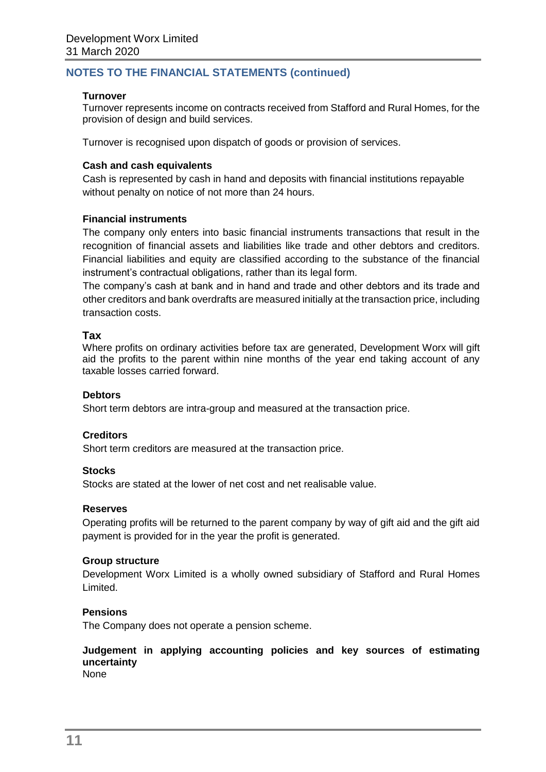## NOTES TO THE FINANCIAL STATEMENTS (continued)

**Turnover**

Turnover represents income on contracts received from Stafford and Rural Homes, for the provision of design and build services.

Turnover is recognised upon dispatch of goods or provision of services.

**Cash and cash equivalents**

Cash is represented by cash in hand and deposits with financial institutions repayable without penalty on notice of not more than 24 hours.

**Financial instruments**

The company only enters into basic financial instruments transactions that result in the recognition of financial assets and liabilities like trade and other debtors and creditors. Financial liabilities and equity are classified according to the substance of the financial instrument's contractual obligations, rather than its legal form.

The company's cash at bank and in hand and trade and other debtors and its trade and other creditors and bank overdrafts are measured initially at the transaction price, including transaction costs.

**Tax**

Where profits on ordinary activities before tax are generated, Development Worx will gift aid the profits to the parent within nine months of the year end taking account of any taxable losses carried forward.

**Debtors**

Short term debtors are intra-group and measured at the transaction price.

**Creditors**

Short term creditors are measured at the transaction price.

**Stocks**

Stocks are stated at the lower of net cost and net realisable value.

**Reserves**

Operating profits will be returned to the parent company by way of gift aid and the gift aid payment is provided for in the year the profit is generated.

**Group structure**

Development Worx Limited is a wholly owned subsidiary of Stafford and Rural Homes Limited.

**Pensions**

The Company does not operate a pension scheme.

**Judgement in applying accounting policies and key sources of estimating uncertainty**

None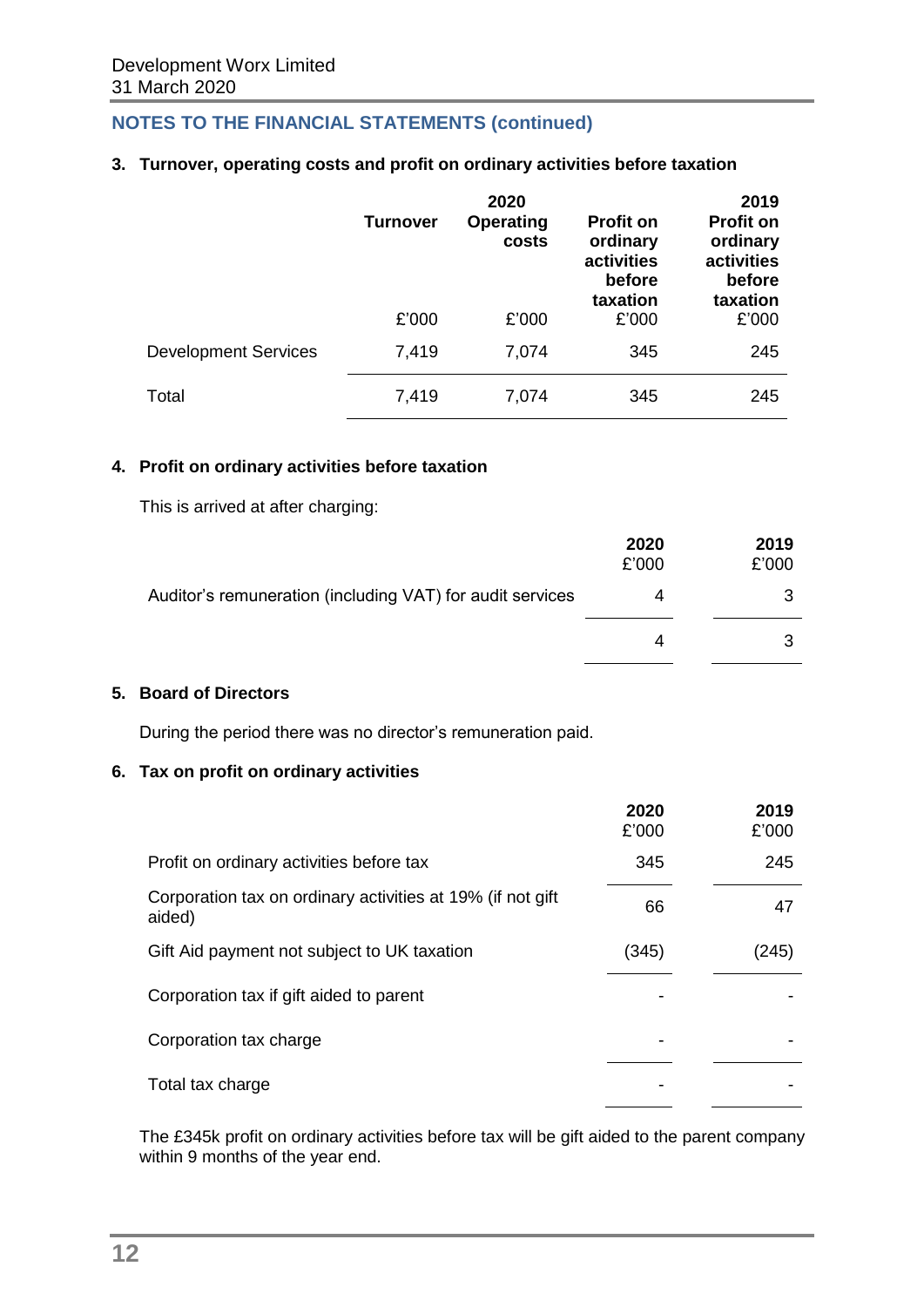Development Worx Limited
31 March 2020

## NOTES TO THE FINANCIAL STATEMENTS (continued)

### 3. Turnover, operating costs and profit on ordinary activities before taxation

| | 2020 | | | 2019 |
|---|---|---|---|---|
| | Turnover | Operating costs | Profit on ordinary activities before taxation | Profit on ordinary activities before taxation |
| | £'000 | £'000 | £'000 | £'000 |
| Development Services | 7,419 | 7,074 | 345 | 245 |
| Total | 7,419 | 7,074 | 345 | 245 |

### 4. Profit on ordinary activities before taxation

This is arrived at after charging:

| | 2020 £'000 | 2019 £'000 |
|---|---|---|
| Auditor's remuneration (including VAT) for audit services | 4 | 3 |
| | 4 | 3 |

### 5. Board of Directors

During the period there was no director's remuneration paid.

### 6. Tax on profit on ordinary activities

| | 2020 £'000 | 2019 £'000 |
|---|---|---|
| Profit on ordinary activities before tax | 345 | 245 |
| Corporation tax on ordinary activities at 19% (if not gift aided) | 66 | 47 |
| Gift Aid payment not subject to UK taxation | (345) | (245) |
| Corporation tax if gift aided to parent | - | - |
| Corporation tax charge | - | - |
| Total tax charge | - | - |

The £345k profit on ordinary activities before tax will be gift aided to the parent company within 9 months of the year end.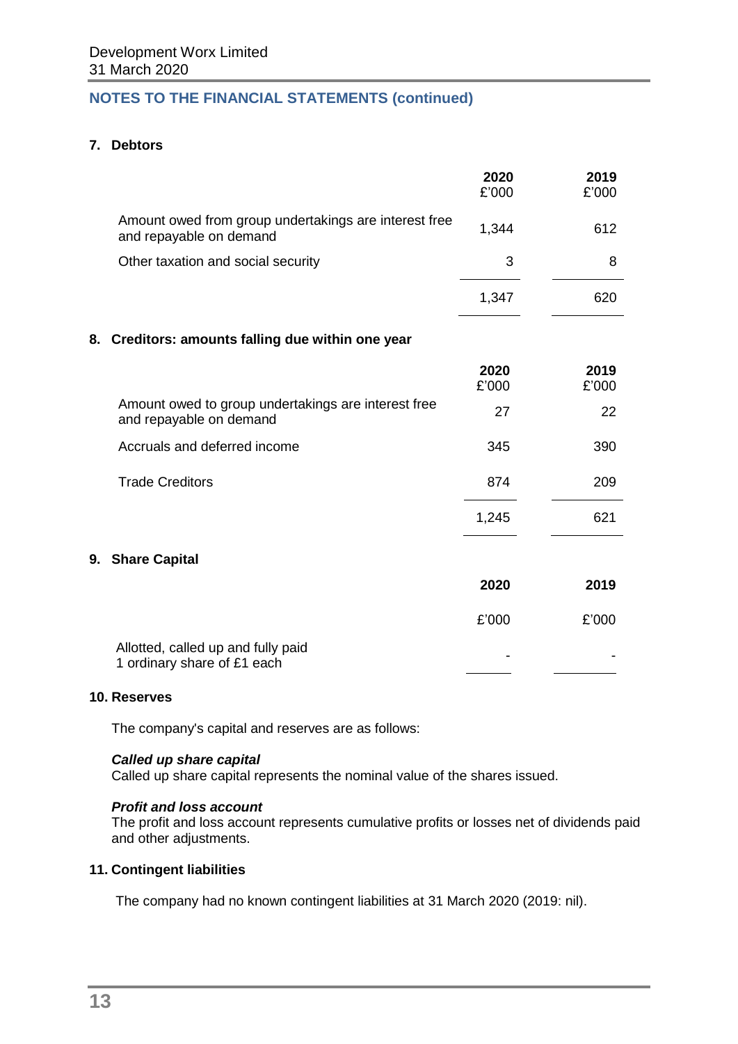## NOTES TO THE FINANCIAL STATEMENTS (continued)

### 7. Debtors

| | 2020<br>£'000 | 2019<br>£'000 |
|---|---|---|
| Amount owed from group undertakings are interest free and repayable on demand | 1,344 | 612 |
| Other taxation and social security | 3 | 8 |
| | 1,347 | 620 |

### 8. Creditors: amounts falling due within one year

| | 2020<br>£'000 | 2019<br>£'000 |
|---|---|---|
| Amount owed to group undertakings are interest free and repayable on demand | 27 | 22 |
| Accruals and deferred income | 345 | 390 |
| Trade Creditors | 874 | 209 |
| | 1,245 | 621 |

### 9. Share Capital

| | 2020 | 2019 |
|---|---|---|
| | £'000 | £'000 |
| Allotted, called up and fully paid<br>1 ordinary share of £1 each | - | - |

### 10. Reserves

The company's capital and reserves are as follows:

***Called up share capital***
Called up share capital represents the nominal value of the shares issued.

***Profit and loss account***
The profit and loss account represents cumulative profits or losses net of dividends paid and other adjustments.

### 11. Contingent liabilities

The company had no known contingent liabilities at 31 March 2020 (2019: nil).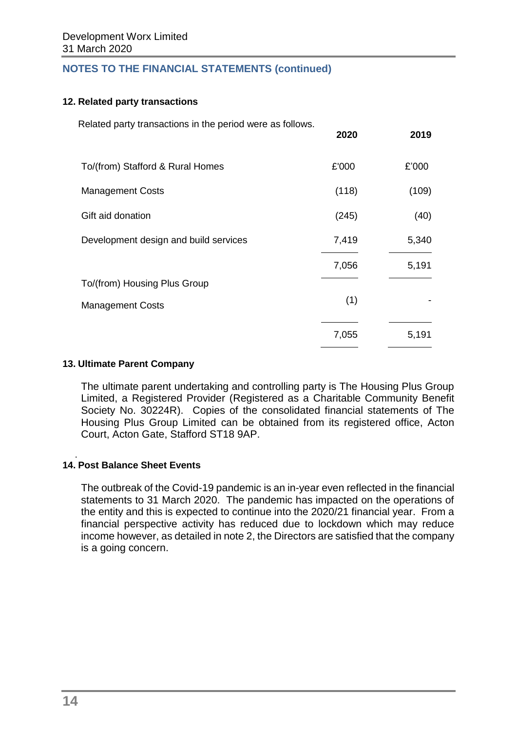Development Worx Limited
31 March 2020

## NOTES TO THE FINANCIAL STATEMENTS (continued)

### 12. Related party transactions

Related party transactions in the period were as follows.

| | 2020 | 2019 |
|---|---|---|
| To/(from) Stafford & Rural Homes | £'000 | £'000 |
| Management Costs | (118) | (109) |
| Gift aid donation | (245) | (40) |
| Development design and build services | 7,419 | 5,340 |
| | 7,056 | 5,191 |
| To/(from) Housing Plus Group | | |
| Management Costs | (1) | - |
| | 7,055 | 5,191 |

### 13. Ultimate Parent Company

The ultimate parent undertaking and controlling party is The Housing Plus Group Limited, a Registered Provider (Registered as a Charitable Community Benefit Society No. 30224R). Copies of the consolidated financial statements of The Housing Plus Group Limited can be obtained from its registered office, Acton Court, Acton Gate, Stafford ST18 9AP.

### 14. Post Balance Sheet Events

The outbreak of the Covid-19 pandemic is an in-year even reflected in the financial statements to 31 March 2020. The pandemic has impacted on the operations of the entity and this is expected to continue into the 2020/21 financial year. From a financial perspective activity has reduced due to lockdown which may reduce income however, as detailed in note 2, the Directors are satisfied that the company is a going concern.